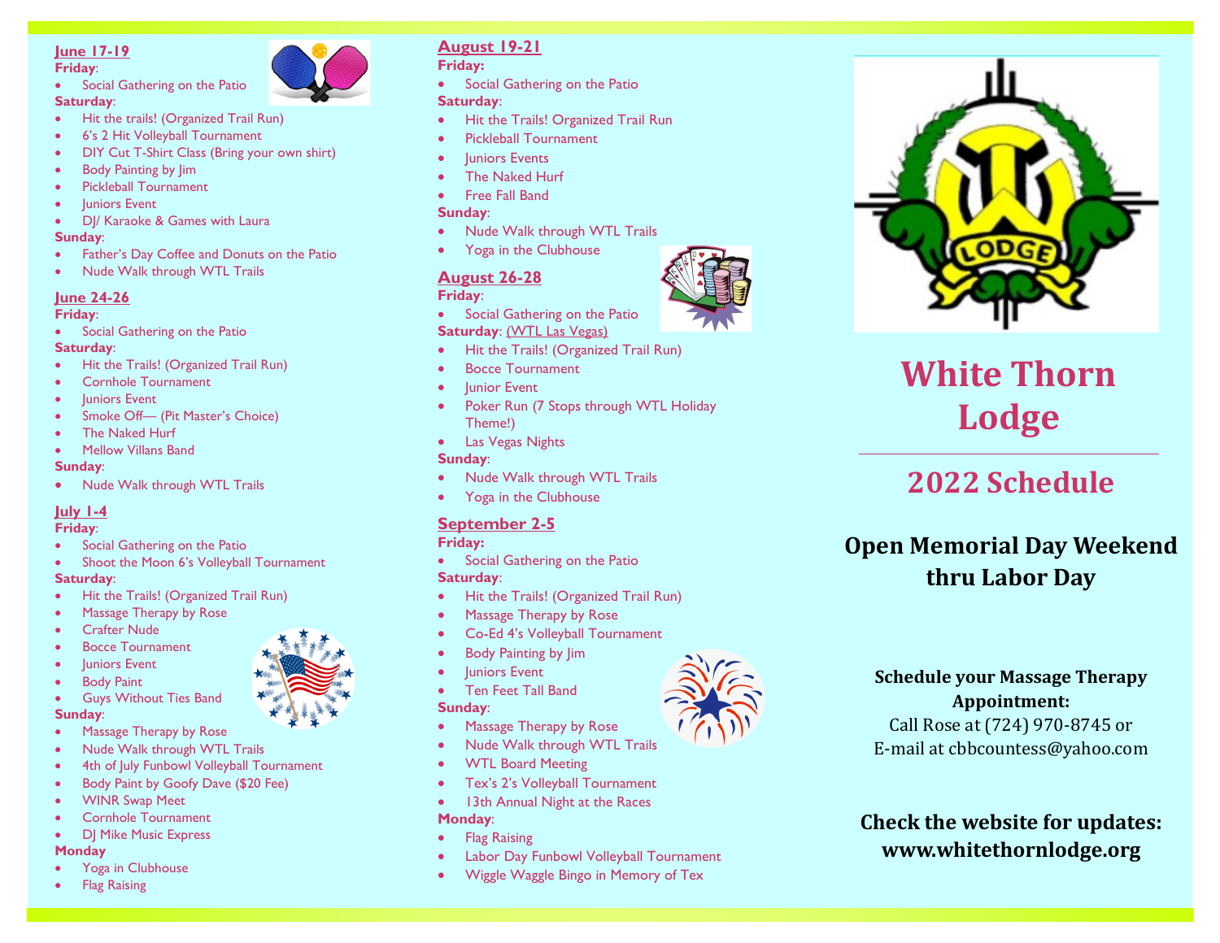## June 17-19

**Friday**:

- Social Gathering on the Patio

**Saturday**:

- Hit the trails! (Organized Trail Run)
- 6's 2 Hit Volleyball Tournament
- DIY Cut T-Shirt Class (Bring your own shirt)
- Body Painting by Jim
- Pickleball Tournament
- Juniors Event
- DJ/ Karaoke & Games with Laura

**Sunday**:

- Father's Day Coffee and Donuts on the Patio
- Nude Walk through WTL Trails

## June 24-26

**Friday**:

- Social Gathering on the Patio

**Saturday**:

- Hit the Trails! (Organized Trail Run)
- Cornhole Tournament
- Juniors Event
- Smoke Off— (Pit Master's Choice)
- The Naked Hurf
- Mellow Villans Band

**Sunday**:

- Nude Walk through WTL Trails

## July 1-4

**Friday**:

- Social Gathering on the Patio
- Shoot the Moon 6's Volleyball Tournament

**Saturday**:

- Hit the Trails! (Organized Trail Run)
- Massage Therapy by Rose
- Crafter Nude
- Bocce Tournament
- Juniors Event
- Body Paint
- Guys Without Ties Band

**Sunday**:

- Massage Therapy by Rose
- Nude Walk through WTL Trails
- 4th of July Funbowl Volleyball Tournament
- Body Paint by Goofy Dave ($20 Fee)
- WINR Swap Meet
- Cornhole Tournament
- DJ Mike Music Express

**Monday**

- Yoga in Clubhouse
- Flag Raising

## August 19-21

**Friday:**

- Social Gathering on the Patio

**Saturday**:

- Hit the Trails! Organized Trail Run
- Pickleball Tournament
- Juniors Events
- The Naked Hurf
- Free Fall Band

**Sunday**:

- Nude Walk through WTL Trails
- Yoga in the Clubhouse

## August 26-28

**Friday**:

- Social Gathering on the Patio

**Saturday**: (WTL Las Vegas)

- Hit the Trails! (Organized Trail Run)
- Bocce Tournament
- Junior Event
- Poker Run (7 Stops through WTL Holiday Theme!)
- Las Vegas Nights

**Sunday**:

- Nude Walk through WTL Trails
- Yoga in the Clubhouse

## September 2-5

**Friday**:

- Social Gathering on the Patio

**Saturday**:

- Hit the Trails! (Organized Trail Run)
- Massage Therapy by Rose
- Co-Ed 4's Volleyball Tournament
- Body Painting by Jim
- Juniors Event
- Ten Feet Tall Band

**Sunday**:

- Massage Therapy by Rose
- Nude Walk through WTL Trails
- WTL Board Meeting
- Tex's 2's Volleyball Tournament
- 13th Annual Night at the Races

**Monday**:

- Flag Raising
- Labor Day Funbowl Volleyball Tournament
- Wiggle Waggle Bingo in Memory of Tex

# White Thorn Lodge

## 2022 Schedule

**Open Memorial Day Weekend thru Labor Day**

**Schedule your Massage Therapy Appointment:**
Call Rose at (724) 970-8745 or
E-mail at cbbcountess@yahoo.com

**Check the website for updates: www.whitethornlodge.org**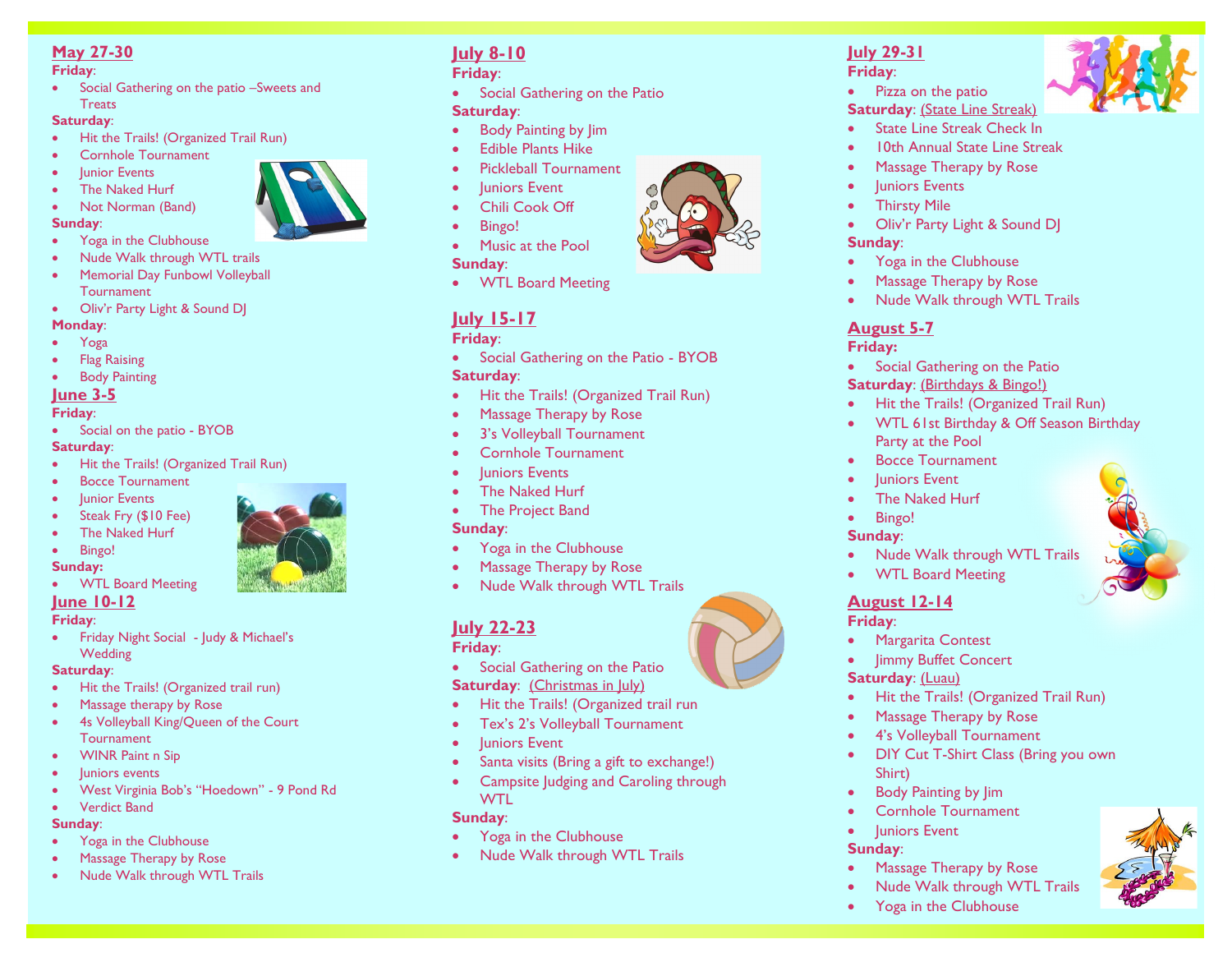## May 27-30

**Friday**:

- Social Gathering on the patio –Sweets and Treats

**Saturday**:

- Hit the Trails! (Organized Trail Run)
- Cornhole Tournament
- Junior Events
- The Naked Hurf
- Not Norman (Band)

**Sunday**:

- Yoga in the Clubhouse
- Nude Walk through WTL trails
- Memorial Day Funbowl Volleyball Tournament
- Oliv'r Party Light & Sound DJ

**Monday**:

- Yoga
- Flag Raising
- Body Painting

## June 3-5

**Friday**:

- Social on the patio - BYOB

**Saturday**:

- Hit the Trails! (Organized Trail Run)
- Bocce Tournament
- Junior Events
- Steak Fry ($10 Fee)
- The Naked Hurf
- Bingo!

**Sunday:**

- WTL Board Meeting

## June 10-12

**Friday**:

- Friday Night Social - Judy & Michael's Wedding

**Saturday**:

- Hit the Trails! (Organized trail run)
- Massage therapy by Rose
- 4s Volleyball King/Queen of the Court Tournament
- WINR Paint n Sip
- Juniors events
- West Virginia Bob's "Hoedown" - 9 Pond Rd
- Verdict Band

**Sunday**:

- Yoga in the Clubhouse
- Massage Therapy by Rose
- Nude Walk through WTL Trails

## July 8-10

**Friday**:

- Social Gathering on the Patio

**Saturday**:

- Body Painting by Jim
- Edible Plants Hike
- Pickleball Tournament
- Juniors Event
- Chili Cook Off
- Bingo!
- Music at the Pool

**Sunday**:

- WTL Board Meeting

## July 15-17

**Friday**:

- Social Gathering on the Patio - BYOB

**Saturday**:

- Hit the Trails! (Organized Trail Run)
- Massage Therapy by Rose
- 3's Volleyball Tournament
- Cornhole Tournament
- Juniors Events
- The Naked Hurf
- The Project Band

**Sunday**:

- Yoga in the Clubhouse
- Massage Therapy by Rose
- Nude Walk through WTL Trails

## July 22-23

**Friday**:

- Social Gathering on the Patio

**Saturday**: (Christmas in July)

- Hit the Trails! (Organized trail run
- Tex's 2's Volleyball Tournament
- Juniors Event
- Santa visits (Bring a gift to exchange!)
- Campsite Judging and Caroling through WTL

**Sunday**:

- Yoga in the Clubhouse
- Nude Walk through WTL Trails

## July 29-31

**Friday**:

- Pizza on the patio

**Saturday**: (State Line Streak)

- State Line Streak Check In
- 10th Annual State Line Streak
- Massage Therapy by Rose
- Juniors Events
- Thirsty Mile
- Oliv'r Party Light & Sound DJ

**Sunday**:

- Yoga in the Clubhouse
- Massage Therapy by Rose
- Nude Walk through WTL Trails

## August 5-7

**Friday:**

- Social Gathering on the Patio

**Saturday**: (Birthdays & Bingo!)

- Hit the Trails! (Organized Trail Run)
- WTL 61st Birthday & Off Season Birthday Party at the Pool
- Bocce Tournament
- Juniors Event
- The Naked Hurf
- Bingo!

**Sunday**:

- Nude Walk through WTL Trails
- WTL Board Meeting

## August 12-14

**Friday**:

- Margarita Contest
- Jimmy Buffet Concert

**Saturday**: (Luau)

- Hit the Trails! (Organized Trail Run)
- Massage Therapy by Rose
- 4's Volleyball Tournament
- DIY Cut T-Shirt Class (Bring you own Shirt)
- Body Painting by Jim
- Cornhole Tournament
- Juniors Event

**Sunday**:

- Massage Therapy by Rose
- Nude Walk through WTL Trails
- Yoga in the Clubhouse